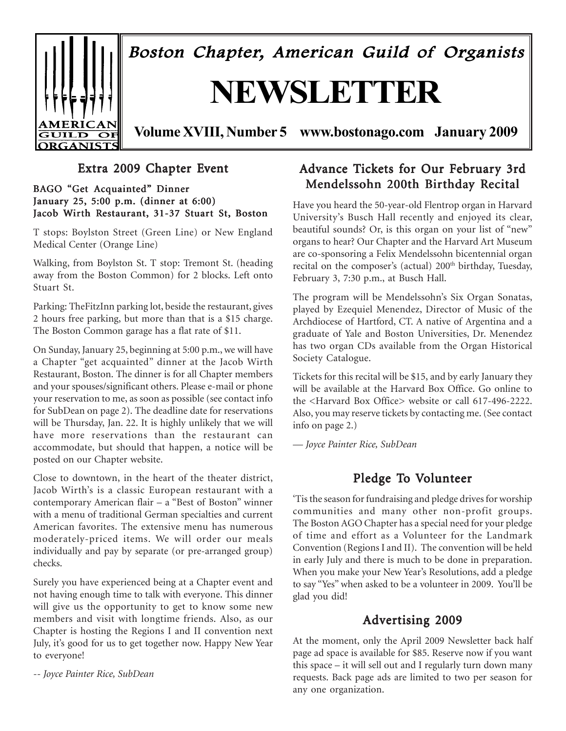# Boston Chapter, American Guild of Organists

# NEWSLETTER

**Volume XVIII, Number 5 www.bostonago.com January 2009**

## Extra 2009 Chapter Event

**BAGO "Get Acquainted" Dinner**
**January 25, 5:00 p.m. (dinner at 6:00)**
**Jacob Wirth Restaurant, 31-37 Stuart St, Boston**

T stops: Boylston Street (Green Line) or New England Medical Center (Orange Line)

Walking, from Boylston St. T stop: Tremont St. (heading away from the Boston Common) for 2 blocks. Left onto Stuart St.

Parking: TheFitzInn parking lot, beside the restaurant, gives 2 hours free parking, but more than that is a $15 charge. The Boston Common garage has a flat rate of $11.

On Sunday, January 25, beginning at 5:00 p.m., we will have a Chapter "get acquainted" dinner at the Jacob Wirth Restaurant, Boston. The dinner is for all Chapter members and your spouses/significant others. Please e-mail or phone your reservation to me, as soon as possible (see contact info for SubDean on page 2). The deadline date for reservations will be Thursday, Jan. 22. It is highly unlikely that we will have more reservations than the restaurant can accommodate, but should that happen, a notice will be posted on our Chapter website.

Close to downtown, in the heart of the theater district, Jacob Wirth's is a classic European restaurant with a contemporary American flair – a "Best of Boston" winner with a menu of traditional German specialties and current American favorites. The extensive menu has numerous moderately-priced items. We will order our meals individually and pay by separate (or pre-arranged group) checks.

Surely you have experienced being at a Chapter event and not having enough time to talk with everyone. This dinner will give us the opportunity to get to know some new members and visit with longtime friends. Also, as our Chapter is hosting the Regions I and II convention next July, it's good for us to get together now. Happy New Year to everyone!

*-- Joyce Painter Rice, SubDean*

## Advance Tickets for Our February 3rd Mendelssohn 200th Birthday Recital

Have you heard the 50-year-old Flentrop organ in Harvard University's Busch Hall recently and enjoyed its clear, beautiful sounds? Or, is this organ on your list of "new" organs to hear? Our Chapter and the Harvard Art Museum are co-sponsoring a Felix Mendelssohn bicentennial organ recital on the composer's (actual) 200th birthday, Tuesday, February 3, 7:30 p.m., at Busch Hall.

The program will be Mendelssohn's Six Organ Sonatas, played by Ezequiel Menendez, Director of Music of the Archdiocese of Hartford, CT. A native of Argentina and a graduate of Yale and Boston Universities, Dr. Menendez has two organ CDs available from the Organ Historical Society Catalogue.

Tickets for this recital will be $15, and by early January they will be available at the Harvard Box Office. Go online to the <Harvard Box Office> website or call 617-496-2222. Also, you may reserve tickets by contacting me. (See contact info on page 2.)

*— Joyce Painter Rice, SubDean*

## Pledge To Volunteer

'Tis the season for fundraising and pledge drives for worship communities and many other non-profit groups. The Boston AGO Chapter has a special need for your pledge of time and effort as a Volunteer for the Landmark Convention (Regions I and II). The convention will be held in early July and there is much to be done in preparation. When you make your New Year's Resolutions, add a pledge to say "Yes" when asked to be a volunteer in 2009. You'll be glad you did!

## Advertising 2009

At the moment, only the April 2009 Newsletter back half page ad space is available for $85. Reserve now if you want this space – it will sell out and I regularly turn down many requests. Back page ads are limited to two per season for any one organization.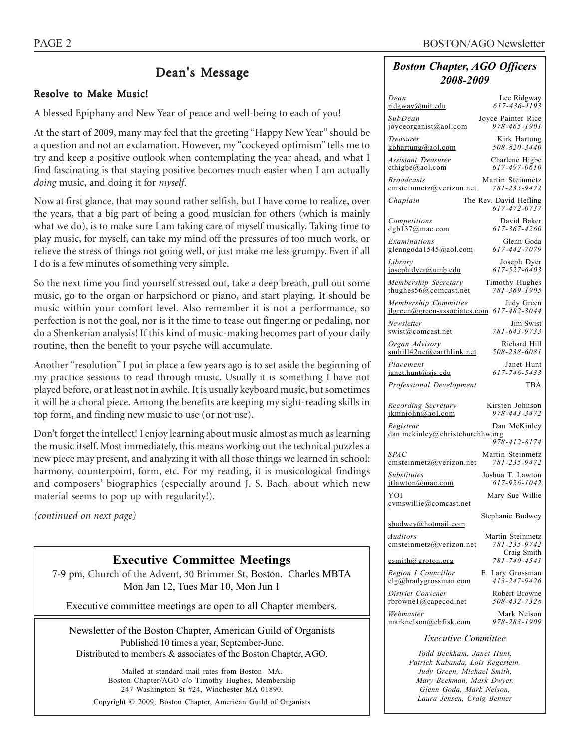## Dean's Message

### Resolve to Make Music!

A blessed Epiphany and New Year of peace and well-being to each of you!

At the start of 2009, many may feel that the greeting "Happy New Year" should be a question and not an exclamation. However, my "cockeyed optimism" tells me to try and keep a positive outlook when contemplating the year ahead, and what I find fascinating is that staying positive becomes much easier when I am actually *doing* music, and doing it for *myself*.

Now at first glance, that may sound rather selfish, but I have come to realize, over the years, that a big part of being a good musician for others (which is mainly what we do), is to make sure I am taking care of myself musically. Taking time to play music, for myself, can take my mind off the pressures of too much work, or relieve the stress of things not going well, or just make me less grumpy. Even if all I do is a few minutes of something very simple.

So the next time you find yourself stressed out, take a deep breath, pull out some music, go to the organ or harpsichord or piano, and start playing. It should be music within your comfort level. Also remember it is not a performance, so perfection is not the goal, nor is it the time to tease out fingering or pedaling, nor do a Shenkerian analysis! If this kind of music-making becomes part of your daily routine, then the benefit to your psyche will accumulate.

Another "resolution" I put in place a few years ago is to set aside the beginning of my practice sessions to read through music. Usually it is something I have not played before, or at least not in awhile. It is usually keyboard music, but sometimes it will be a choral piece. Among the benefits are keeping my sight-reading skills in top form, and finding new music to use (or not use).

Don't forget the intellect! I enjoy learning about music almost as much as learning the music itself. Most immediately, this means working out the technical puzzles a new piece may present, and analyzing it with all those things we learned in school: harmony, counterpoint, form, etc. For my reading, it is musicological findings and composers' biographies (especially around J. S. Bach, about which new material seems to pop up with regularity!).

*(continued on next page)*

## Executive Committee Meetings

7-9 pm, Church of the Advent, 30 Brimmer St, Boston. Charles MBTA
Mon Jan 12, Tues Mar 10, Mon Jun 1

Executive committee meetings are open to all Chapter members.

Newsletter of the Boston Chapter, American Guild of Organists
Published 10 times a year, September-June.
Distributed to members & associates of the Boston Chapter, AGO.

Mailed at standard mail rates from Boston MA.
Boston Chapter/AGO c/o Timothy Hughes, Membership
247 Washington St #24, Winchester MA 01890.

Copyright © 2009, Boston Chapter, American Guild of Organists

## *Boston Chapter, AGO Officers 2008-2009*

| Position | Name | Email | Phone |
|---|---|---|---|
| *Dean* | Lee Ridgway | ridgway@mit.edu | 617-436-1193 |
| *SubDean* | Joyce Painter Rice | joyceorganist@aol.com | 978-465-1901 |
| *Treasurer* | Kirk Hartung | kbhartung@aol.com | 508-820-3440 |
| *Assistant Treasurer* | Charlene Higbe | cthigbe@aol.com | 617-497-0610 |
| *Broadcasts* | Martin Steinmetz | cmsteinmetz@verizon.net | 781-235-9472 |
| *Chaplain* | The Rev. David Hefling | | 617-472-0737 |
| *Competitions* | David Baker | dgb137@mac.com | 617-367-4260 |
| *Examinations* | Glenn Goda | glenngoda1545@aol.com | 617-442-7079 |
| *Library* | Joseph Dyer | joseph.dyer@umb.edu | 617-527-6403 |
| *Membership Secretary* | Timothy Hughes | thughes56@comcast.net | 781-369-1905 |
| *Membership Committee* | Judy Green | jlgreen@green-associates.com | 617-482-3044 |
| *Newsletter* | Jim Swist | swist@comcast.net | 781-643-9733 |
| *Organ Advisory* | Richard Hill | smhill42ne@earthlink.net | 508-238-6081 |
| *Placement* | Janet Hunt | janet.hunt@sjs.edu | 617-746-5433 |
| *Professional Development* | TBA | | |
| *Recording Secretary* | Kirsten Johnson | jkmnjohn@aol.com | 978-443-3472 |
| *Registrar* | Dan McKinley | dan.mckinley@christchurchhw.org | 978-412-8174 |
| *SPAC* | Martin Steinmetz | cmsteinmetz@verizon.net | 781-235-9472 |
| *Substitutes* | Joshua T. Lawton | jtlawton@mac.com | 617-926-1042 |
| YOI | Mary Sue Willie | cvmswillie@comcast.net | |
| | Stephanie Budwey | sbudwey@hotmail.com | |
| *Auditors* | Martin Steinmetz | cmsteinmetz@verizon.net | 781-235-9742 |
| | Craig Smith | csmith@groton.org | 781-740-4541 |
| *Region I Councillor* | E. Lary Grossman | elg@bradygrossman.com | 413-247-9426 |
| *District Convener* | Robert Browne | rbrowne1@capecod.net | 508-432-7328 |
| *Webmaster* | Mark Nelson | marknelson@cbfisk.com | 978-283-1909 |

*Executive Committee*

*Todd Beckham, Janet Hunt, Patrick Kabanda, Lois Regestein, Judy Green, Michael Smith, Mary Beekman, Mark Dwyer, Glenn Goda, Mark Nelson, Laura Jensen, Craig Benner*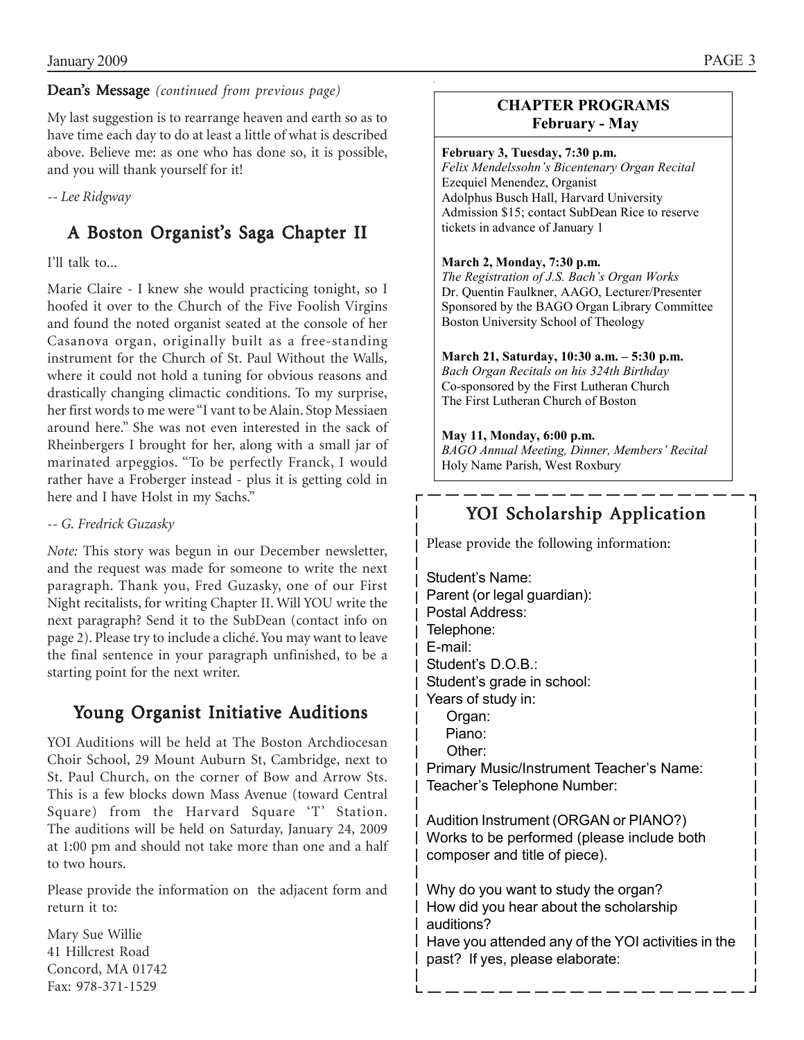**Dean's Message** *(continued from previous page)*

My last suggestion is to rearrange heaven and earth so as to have time each day to do at least a little of what is described above. Believe me: as one who has done so, it is possible, and you will thank yourself for it!

*-- Lee Ridgway*

## A Boston Organist's Saga Chapter II

I'll talk to...

Marie Claire - I knew she would practicing tonight, so I hoofed it over to the Church of the Five Foolish Virgins and found the noted organist seated at the console of her Casanova organ, originally built as a free-standing instrument for the Church of St. Paul Without the Walls, where it could not hold a tuning for obvious reasons and drastically changing climactic conditions. To my surprise, her first words to me were "I vant to be Alain. Stop Messiaen around here." She was not even interested in the sack of Rheinbergers I brought for her, along with a small jar of marinated arpeggios. "To be perfectly Franck, I would rather have a Froberger instead - plus it is getting cold in here and I have Holst in my Sachs."

*-- G. Fredrick Guzasky*

*Note:* This story was begun in our December newsletter, and the request was made for someone to write the next paragraph. Thank you, Fred Guzasky, one of our First Night recitalists, for writing Chapter II. Will YOU write the next paragraph? Send it to the SubDean (contact info on page 2). Please try to include a cliché. You may want to leave the final sentence in your paragraph unfinished, to be a starting point for the next writer.

## Young Organist Initiative Auditions

YOI Auditions will be held at The Boston Archdiocesan Choir School, 29 Mount Auburn St, Cambridge, next to St. Paul Church, on the corner of Bow and Arrow Sts. This is a few blocks down Mass Avenue (toward Central Square) from the Harvard Square 'T' Station. The auditions will be held on Saturday, January 24, 2009 at 1:00 pm and should not take more than one and a half to two hours.

Please provide the information on the adjacent form and return it to:

Mary Sue Willie
41 Hillcrest Road
Concord, MA 01742
Fax: 978-371-1529

## CHAPTER PROGRAMS
**February - May**

**February 3, Tuesday, 7:30 p.m.**
*Felix Mendelssohn's Bicentenary Organ Recital*
Ezequiel Menendez, Organist
Adolphus Busch Hall, Harvard University
Admission $15; contact SubDean Rice to reserve tickets in advance of January 1

**March 2, Monday, 7:30 p.m.**
*The Registration of J.S. Bach's Organ Works*
Dr. Quentin Faulkner, AAGO, Lecturer/Presenter
Sponsored by the BAGO Organ Library Committee
Boston University School of Theology

**March 21, Saturday, 10:30 a.m. – 5:30 p.m.**
*Bach Organ Recitals on his 324th Birthday*
Co-sponsored by the First Lutheran Church
The First Lutheran Church of Boston

**May 11, Monday, 6:00 p.m.**
*BAGO Annual Meeting, Dinner, Members' Recital*
Holy Name Parish, West Roxbury

## YOI Scholarship Application

Please provide the following information:

Student's Name:
Parent (or legal guardian):
Postal Address:
Telephone:
E-mail:
Student's D.O.B.:
Student's grade in school:
Years of study in:
  Organ:
  Piano:
  Other:
Primary Music/Instrument Teacher's Name:
Teacher's Telephone Number:

Audition Instrument (ORGAN or PIANO?)
Works to be performed (please include both composer and title of piece).

Why do you want to study the organ?
How did you hear about the scholarship auditions?
Have you attended any of the YOI activities in the past? If yes, please elaborate: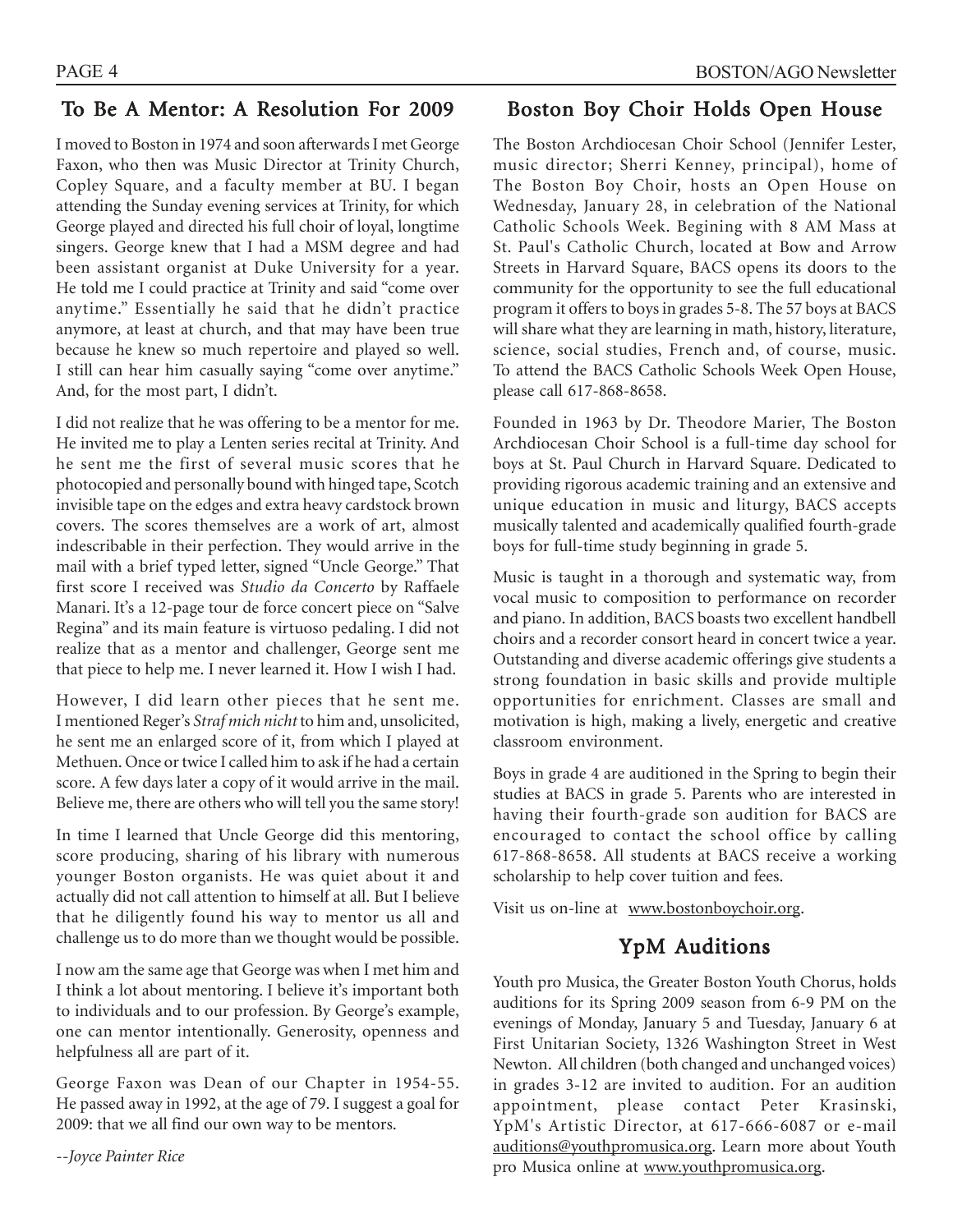## To Be A Mentor: A Resolution For 2009

I moved to Boston in 1974 and soon afterwards I met George Faxon, who then was Music Director at Trinity Church, Copley Square, and a faculty member at BU. I began attending the Sunday evening services at Trinity, for which George played and directed his full choir of loyal, longtime singers. George knew that I had a MSM degree and had been assistant organist at Duke University for a year. He told me I could practice at Trinity and said "come over anytime." Essentially he said that he didn't practice anymore, at least at church, and that may have been true because he knew so much repertoire and played so well. I still can hear him casually saying "come over anytime." And, for the most part, I didn't.

I did not realize that he was offering to be a mentor for me. He invited me to play a Lenten series recital at Trinity. And he sent me the first of several music scores that he photocopied and personally bound with hinged tape, Scotch invisible tape on the edges and extra heavy cardstock brown covers. The scores themselves are a work of art, almost indescribable in their perfection. They would arrive in the mail with a brief typed letter, signed "Uncle George." That first score I received was *Studio da Concerto* by Raffaele Manari. It's a 12-page tour de force concert piece on "Salve Regina" and its main feature is virtuoso pedaling. I did not realize that as a mentor and challenger, George sent me that piece to help me. I never learned it. How I wish I had.

However, I did learn other pieces that he sent me. I mentioned Reger's *Straf mich nicht* to him and, unsolicited, he sent me an enlarged score of it, from which I played at Methuen. Once or twice I called him to ask if he had a certain score. A few days later a copy of it would arrive in the mail. Believe me, there are others who will tell you the same story!

In time I learned that Uncle George did this mentoring, score producing, sharing of his library with numerous younger Boston organists. He was quiet about it and actually did not call attention to himself at all. But I believe that he diligently found his way to mentor us all and challenge us to do more than we thought would be possible.

I now am the same age that George was when I met him and I think a lot about mentoring. I believe it's important both to individuals and to our profession. By George's example, one can mentor intentionally. Generosity, openness and helpfulness all are part of it.

George Faxon was Dean of our Chapter in 1954-55. He passed away in 1992, at the age of 79. I suggest a goal for 2009: that we all find our own way to be mentors.

*--Joyce Painter Rice*

## Boston Boy Choir Holds Open House

The Boston Archdiocesan Choir School (Jennifer Lester, music director; Sherri Kenney, principal), home of The Boston Boy Choir, hosts an Open House on Wednesday, January 28, in celebration of the National Catholic Schools Week. Begining with 8 AM Mass at St. Paul's Catholic Church, located at Bow and Arrow Streets in Harvard Square, BACS opens its doors to the community for the opportunity to see the full educational program it offers to boys in grades 5-8. The 57 boys at BACS will share what they are learning in math, history, literature, science, social studies, French and, of course, music. To attend the BACS Catholic Schools Week Open House, please call 617-868-8658.

Founded in 1963 by Dr. Theodore Marier, The Boston Archdiocesan Choir School is a full-time day school for boys at St. Paul Church in Harvard Square. Dedicated to providing rigorous academic training and an extensive and unique education in music and liturgy, BACS accepts musically talented and academically qualified fourth-grade boys for full-time study beginning in grade 5.

Music is taught in a thorough and systematic way, from vocal music to composition to performance on recorder and piano. In addition, BACS boasts two excellent handbell choirs and a recorder consort heard in concert twice a year. Outstanding and diverse academic offerings give students a strong foundation in basic skills and provide multiple opportunities for enrichment. Classes are small and motivation is high, making a lively, energetic and creative classroom environment.

Boys in grade 4 are auditioned in the Spring to begin their studies at BACS in grade 5. Parents who are interested in having their fourth-grade son audition for BACS are encouraged to contact the school office by calling 617-868-8658. All students at BACS receive a working scholarship to help cover tuition and fees.

Visit us on-line at www.bostonboychoir.org.

## YpM Auditions

Youth pro Musica, the Greater Boston Youth Chorus, holds auditions for its Spring 2009 season from 6-9 PM on the evenings of Monday, January 5 and Tuesday, January 6 at First Unitarian Society, 1326 Washington Street in West Newton. All children (both changed and unchanged voices) in grades 3-12 are invited to audition. For an audition appointment, please contact Peter Krasinski, YpM's Artistic Director, at 617-666-6087 or e-mail auditions@youthpromusica.org. Learn more about Youth pro Musica online at www.youthpromusica.org.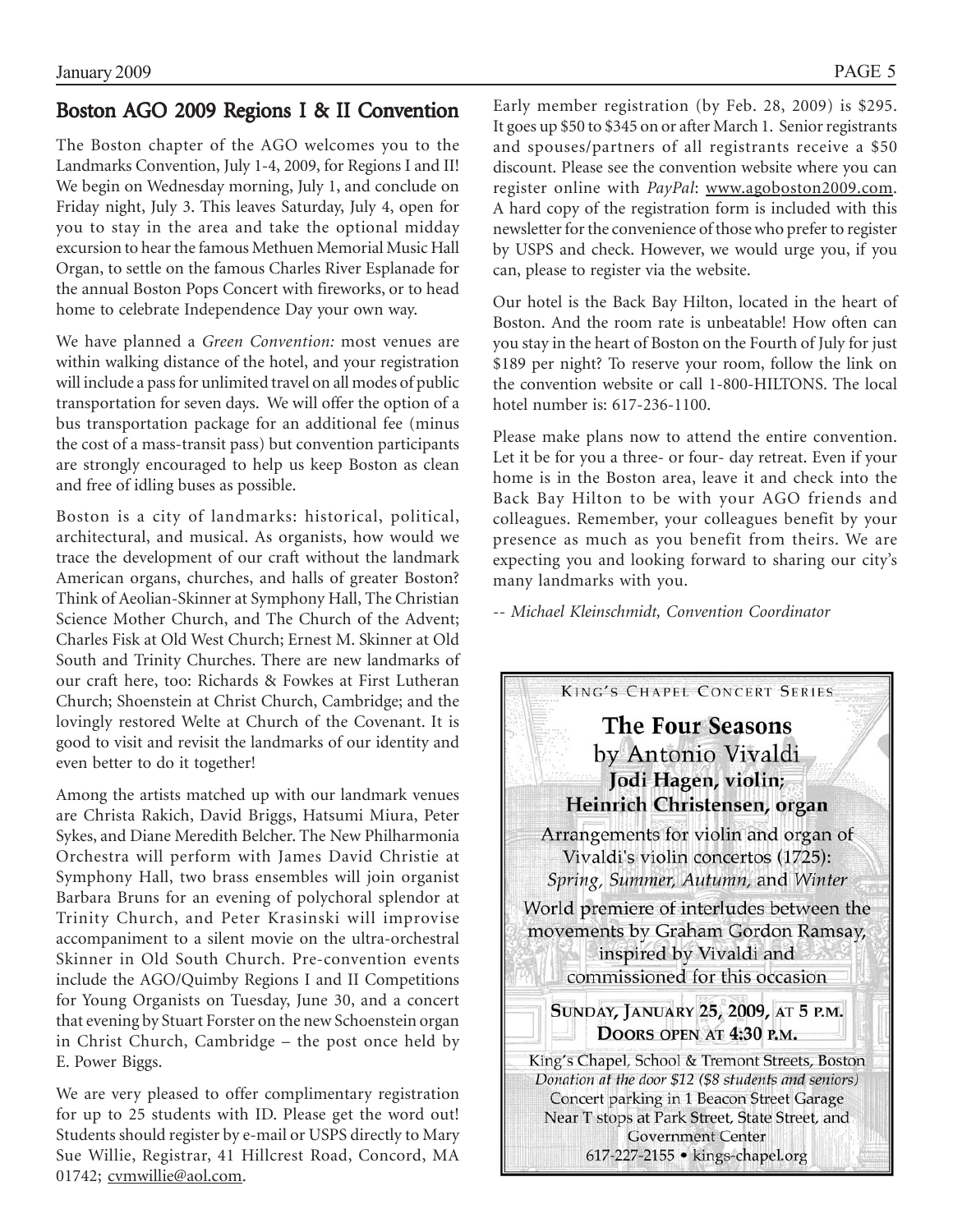## Boston AGO 2009 Regions I & II Convention

The Boston chapter of the AGO welcomes you to the Landmarks Convention, July 1-4, 2009, for Regions I and II! We begin on Wednesday morning, July 1, and conclude on Friday night, July 3. This leaves Saturday, July 4, open for you to stay in the area and take the optional midday excursion to hear the famous Methuen Memorial Music Hall Organ, to settle on the famous Charles River Esplanade for the annual Boston Pops Concert with fireworks, or to head home to celebrate Independence Day your own way.

We have planned a *Green Convention:* most venues are within walking distance of the hotel, and your registration will include a pass for unlimited travel on all modes of public transportation for seven days. We will offer the option of a bus transportation package for an additional fee (minus the cost of a mass-transit pass) but convention participants are strongly encouraged to help us keep Boston as clean and free of idling buses as possible.

Boston is a city of landmarks: historical, political, architectural, and musical. As organists, how would we trace the development of our craft without the landmark American organs, churches, and halls of greater Boston? Think of Aeolian-Skinner at Symphony Hall, The Christian Science Mother Church, and The Church of the Advent; Charles Fisk at Old West Church; Ernest M. Skinner at Old South and Trinity Churches. There are new landmarks of our craft here, too: Richards & Fowkes at First Lutheran Church; Shoenstein at Christ Church, Cambridge; and the lovingly restored Welte at Church of the Covenant. It is good to visit and revisit the landmarks of our identity and even better to do it together!

Among the artists matched up with our landmark venues are Christa Rakich, David Briggs, Hatsumi Miura, Peter Sykes, and Diane Meredith Belcher. The New Philharmonia Orchestra will perform with James David Christie at Symphony Hall, two brass ensembles will join organist Barbara Bruns for an evening of polychoral splendor at Trinity Church, and Peter Krasinski will improvise accompaniment to a silent movie on the ultra-orchestral Skinner in Old South Church. Pre-convention events include the AGO/Quimby Regions I and II Competitions for Young Organists on Tuesday, June 30, and a concert that evening by Stuart Forster on the new Schoenstein organ in Christ Church, Cambridge – the post once held by E. Power Biggs.

We are very pleased to offer complimentary registration for up to 25 students with ID. Please get the word out! Students should register by e-mail or USPS directly to Mary Sue Willie, Registrar, 41 Hillcrest Road, Concord, MA 01742; cvmwillie@aol.com.

Early member registration (by Feb. 28, 2009) is $295. It goes up $50 to $345 on or after March 1. Senior registrants and spouses/partners of all registrants receive a $50 discount. Please see the convention website where you can register online with *PayPal*: www.agoboston2009.com. A hard copy of the registration form is included with this newsletter for the convenience of those who prefer to register by USPS and check. However, we would urge you, if you can, please to register via the website.

Our hotel is the Back Bay Hilton, located in the heart of Boston. And the room rate is unbeatable! How often can you stay in the heart of Boston on the Fourth of July for just $189 per night? To reserve your room, follow the link on the convention website or call 1-800-HILTONS. The local hotel number is: 617-236-1100.

Please make plans now to attend the entire convention. Let it be for you a three- or four- day retreat. Even if your home is in the Boston area, leave it and check into the Back Bay Hilton to be with your AGO friends and colleagues. Remember, your colleagues benefit by your presence as much as you benefit from theirs. We are expecting you and looking forward to sharing our city's many landmarks with you.

*-- Michael Kleinschmidt, Convention Coordinator*

---

KING'S CHAPEL CONCERT SERIES

**The Four Seasons**
by Antonio Vivaldi
**Jodi Hagen, violin;**
**Heinrich Christensen, organ**

Arrangements for violin and organ of Vivaldi's violin concertos (1725):
*Spring, Summer, Autumn,* and *Winter*

World premiere of interludes between the movements by Graham Gordon Ramsay, inspired by Vivaldi and commissioned for this occasion

**SUNDAY, JANUARY 25, 2009, AT 5 P.M.**
**DOORS OPEN AT 4:30 P.M.**

King's Chapel, School & Tremont Streets, Boston
*Donation at the door $12 ($8 students and seniors)*
Concert parking in 1 Beacon Street Garage
Near T stops at Park Street, State Street, and Government Center
617-227-2155 • kings-chapel.org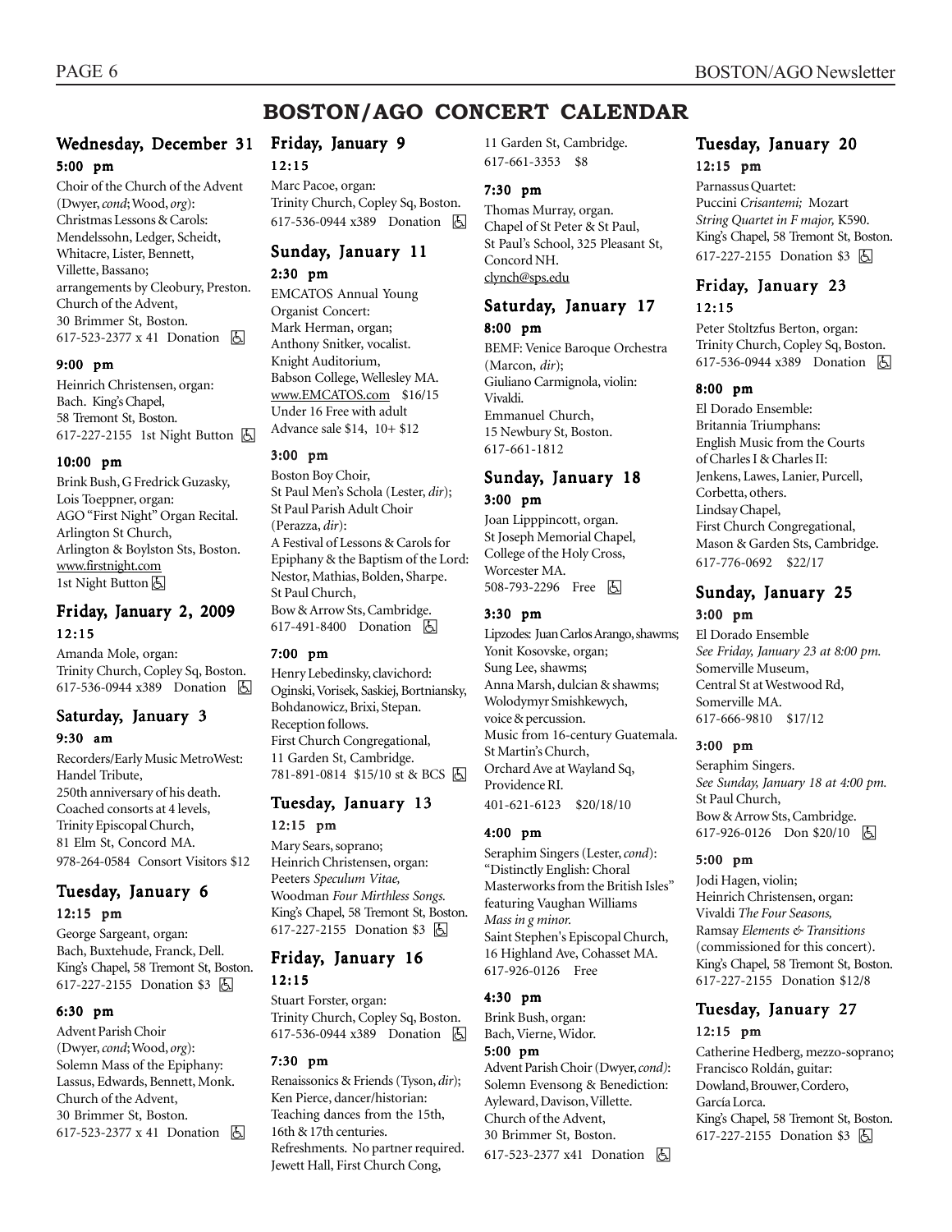# BOSTON/AGO CONCERT CALENDAR

## Wednesday, December 31

### 5:00 pm

Choir of the Church of the Advent (Dwyer, *cond*; Wood, *org*): Christmas Lessons & Carols: Mendelssohn, Ledger, Scheidt, Whitacre, Lister, Bennett, Villette, Bassano; arrangements by Cleobury, Preston. Church of the Advent, 30 Brimmer St, Boston. 617-523-2377 x 41 Donation ♿

### 9:00 pm

Heinrich Christensen, organ: Bach. King's Chapel, 58 Tremont St, Boston. 617-227-2155 1st Night Button ♿

### 10:00 pm

Brink Bush, G Fredrick Guzasky, Lois Toeppner, organ: AGO "First Night" Organ Recital. Arlington St Church, Arlington & Boylston Sts, Boston. www.firstnight.com 1st Night Button ♿

## Friday, January 2, 2009

### 12:15

Amanda Mole, organ: Trinity Church, Copley Sq, Boston. 617-536-0944 x389 Donation ♿

## Saturday, January 3

### 9:30 am

Recorders/Early Music MetroWest: Handel Tribute, 250th anniversary of his death. Coached consorts at 4 levels, Trinity Episcopal Church, 81 Elm St, Concord MA. 978-264-0584 Consort Visitors $12

## Tuesday, January 6

### 12:15 pm

George Sargeant, organ: Bach, Buxtehude, Franck, Dell. King's Chapel, 58 Tremont St, Boston. 617-227-2155 Donation $3 ♿

### 6:30 pm

Advent Parish Choir (Dwyer, *cond*; Wood, *org*): Solemn Mass of the Epiphany: Lassus, Edwards, Bennett, Monk. Church of the Advent, 30 Brimmer St, Boston. 617-523-2377 x 41 Donation ♿

## Friday, January 9

### 12:15

Marc Pacoe, organ: Trinity Church, Copley Sq, Boston. 617-536-0944 x389 Donation ♿

## Sunday, January 11

### 2:30 pm

EMCATOS Annual Young Organist Concert: Mark Herman, organ; Anthony Snitker, vocalist. Knight Auditorium, Babson College, Wellesley MA. www.EMCATOS.com $16/15 Under 16 Free with adult Advance sale $14, 10+ $12

### 3:00 pm

Boston Boy Choir, St Paul Men's Schola (Lester, *dir*); St Paul Parish Adult Choir (Perazza, *dir*): A Festival of Lessons & Carols for Epiphany & the Baptism of the Lord: Nestor, Mathias, Bolden, Sharpe. St Paul Church, Bow & Arrow Sts, Cambridge. 617-491-8400 Donation ♿

### 7:00 pm

Henry Lebedinsky, clavichord: Oginski, Vorisek, Saskiej, Bortniansky, Bohdanowicz, Brixi, Stepan. Reception follows. First Church Congregational, 11 Garden St, Cambridge. 781-891-0814 $15/10 st & BCS ♿

## Tuesday, January 13

### 12:15 pm

Mary Sears, soprano; Heinrich Christensen, organ: Peeters *Speculum Vitae,* Woodman *Four Mirthless Songs.* King's Chapel, 58 Tremont St, Boston. 617-227-2155 Donation $3 ♿

## Friday, January 16

### 12:15

Stuart Forster, organ: Trinity Church, Copley Sq, Boston. 617-536-0944 x389 Donation ♿

### 7:30 pm

Renaissonics & Friends (Tyson, *dir*); Ken Pierce, dancer/historian: Teaching dances from the 15th, 16th & 17th centuries. Refreshments. No partner required. Jewett Hall, First Church Cong, 11 Garden St, Cambridge. 617-661-3353 $8

### 7:30 pm

Thomas Murray, organ. Chapel of St Peter & St Paul, St Paul's School, 325 Pleasant St, Concord NH. clynch@sps.edu

## Saturday, January 17

### 8:00 pm

BEMF: Venice Baroque Orchestra (Marcon, *dir*); Giuliano Carmignola, violin: Vivaldi. Emmanuel Church, 15 Newbury St, Boston. 617-661-1812

## Sunday, January 18

### 3:00 pm

Joan Lipppincott, organ. St Joseph Memorial Chapel, College of the Holy Cross, Worcester MA. 508-793-2296 Free ♿

### 3:30 pm

Lipzodes: Juan Carlos Arango, shawms; Yonit Kosovske, organ; Sung Lee, shawms; Anna Marsh, dulcian & shawms; Wolodymyr Smishkewych, voice & percussion. Music from 16-century Guatemala. St Martin's Church, Orchard Ave at Wayland Sq, Providence RI. 401-621-6123 $20/18/10

### 4:00 pm

Seraphim Singers (Lester, *cond*): "Distinctly English: Choral Masterworks from the British Isles" featuring Vaughan Williams *Mass in g minor.* Saint Stephen's Episcopal Church, 16 Highland Ave, Cohasset MA. 617-926-0126 Free

### 4:30 pm

Brink Bush, organ: Bach, Vierne, Widor.

### 5:00 pm

Advent Parish Choir (Dwyer, *cond):* Solemn Evensong & Benediction: Ayleward, Davison, Villette. Church of the Advent, 30 Brimmer St, Boston. 617-523-2377 x41 Donation ♿

## Tuesday, January 20

### 12:15 pm

Parnassus Quartet: Puccini *Crisantemi;* Mozart *String Quartet in F major,* K590. King's Chapel, 58 Tremont St, Boston. 617-227-2155 Donation $3 ♿

## Friday, January 23

### 12:15

Peter Stoltzfus Berton, organ: Trinity Church, Copley Sq, Boston. 617-536-0944 x389 Donation ♿

### 8:00 pm

El Dorado Ensemble: Britannia Triumphans: English Music from the Courts of Charles I & Charles II: Jenkens, Lawes, Lanier, Purcell, Corbetta, others. Lindsay Chapel, First Church Congregational, Mason & Garden Sts, Cambridge. 617-776-0692 $22/17

## Sunday, January 25

### 3:00 pm

El Dorado Ensemble *See Friday, January 23 at 8:00 pm.* Somerville Museum, Central St at Westwood Rd, Somerville MA. 617-666-9810 $17/12

### 3:00 pm

Seraphim Singers. *See Sunday, January 18 at 4:00 pm.* St Paul Church, Bow & Arrow Sts, Cambridge. 617-926-0126 Don $20/10 ♿

### 5:00 pm

Jodi Hagen, violin; Heinrich Christensen, organ: Vivaldi *The Four Seasons,* Ramsay *Elements & Transitions* (commissioned for this concert). King's Chapel, 58 Tremont St, Boston. 617-227-2155 Donation $12/8

## Tuesday, January 27

### 12:15 pm

Catherine Hedberg, mezzo-soprano; Francisco Roldán, guitar: Dowland, Brouwer, Cordero, García Lorca. King's Chapel, 58 Tremont St, Boston. 617-227-2155 Donation $3 ♿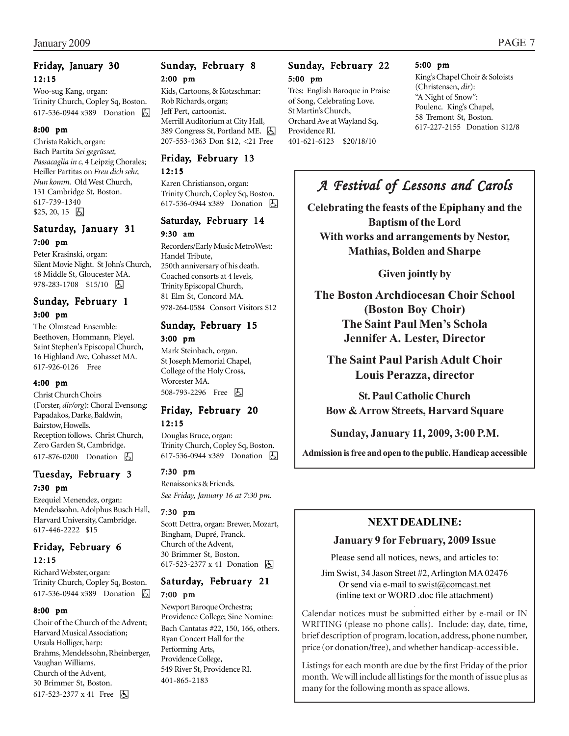### Friday, January 30

#### 12:15

Woo-sug Kang, organ:
Trinity Church, Copley Sq, Boston.
617-536-0944 x389 Donation ♿

#### 8:00 pm

Christa Rakich, organ:
Bach Partita *Sei gegrüsset, Passacaglia in c*, 4 Leipzig Chorales; Heiller Partitas on *Freu dich sehr, Nun komm.* Old West Church, 131 Cambridge St, Boston.
617-739-1340
$25, 20, 15 ♿

### Saturday, January 31

#### 7:00 pm

Peter Krasinski, organ:
Silent Movie Night. St John's Church, 48 Middle St, Gloucester MA.
978-283-1708 $15/10 ♿

### Sunday, February 1

#### 3:00 pm

The Olmstead Ensemble:
Beethoven, Hommann, Pleyel.
Saint Stephen's Episcopal Church, 16 Highland Ave, Cohasset MA.
617-926-0126 Free

#### 4:00 pm

Christ Church Choirs (Forster, *dir/org*): Choral Evensong: Papadakos, Darke, Baldwin, Bairstow, Howells.
Reception follows. Christ Church, Zero Garden St, Cambridge.
617-876-0200 Donation ♿

### Tuesday, February 3

#### 7:30 pm

Ezequiel Menendez, organ:
Mendelssohn. Adolphus Busch Hall, Harvard University, Cambridge.
617-446-2222 $15

### Friday, February 6

#### 12:15

Richard Webster, organ:
Trinity Church, Copley Sq, Boston.
617-536-0944 x389 Donation ♿

#### 8:00 pm

Choir of the Church of the Advent; Harvard Musical Association; Ursula Holliger, harp:
Brahms, Mendelssohn, Rheinberger, Vaughan Williams.
Church of the Advent, 30 Brimmer St, Boston.
617-523-2377 x 41 Free ♿

### Sunday, February 8

#### 2:00 pm

Kids, Cartoons, & Kotzschmar:
Rob Richards, organ;
Jeff Pert, cartoonist.
Merrill Auditorium at City Hall, 389 Congress St, Portland ME. ♿
207-553-4363 Don $12, <21 Free

### Friday, February 13

#### 12:15

Karen Christianson, organ:
Trinity Church, Copley Sq, Boston.
617-536-0944 x389 Donation ♿

### Saturday, February 14

#### 9:30 am

Recorders/Early Music MetroWest:
Handel Tribute, 250th anniversary of his death.
Coached consorts at 4 levels, Trinity Episcopal Church, 81 Elm St, Concord MA.
978-264-0584 Consort Visitors $12

### Sunday, February 15

#### 3:00 pm

Mark Steinbach, organ.
St Joseph Memorial Chapel, College of the Holy Cross, Worcester MA.
508-793-2296 Free ♿

### Friday, February 20

#### 12:15

Douglas Bruce, organ:
Trinity Church, Copley Sq, Boston.
617-536-0944 x389 Donation ♿

#### 7:30 pm

Renaissonics & Friends.
*See Friday, January 16 at 7:30 pm.*

#### 7:30 pm

Scott Dettra, organ: Brewer, Mozart, Bingham, Dupré, Franck.
Church of the Advent, 30 Brimmer St, Boston.
617-523-2377 x 41 Donation ♿

### Saturday, February 21

#### 7:00 pm

Newport Baroque Orchestra; Providence College; Sine Nomine:
Bach Cantatas #22, 150, 166, others.
Ryan Concert Hall for the Performing Arts, Providence College, 549 River St, Providence RI.
401-865-2183

### Sunday, February 22

#### 5:00 pm

Très: English Baroque in Praise of Song, Celebrating Love.
St Martin's Church, Orchard Ave at Wayland Sq, Providence RI.
401-621-6123 $20/18/10

#### 5:00 pm

King's Chapel Choir & Soloists (Christensen, *dir*):
"A Night of Snow":
Poulenc. King's Chapel, 58 Tremont St, Boston.
617-227-2155 Donation $12/8

---

## *A Festival of Lessons and Carols*

**Celebrating the feasts of the Epiphany and the Baptism of the Lord**
**With works and arrangements by Nestor, Mathias, Bolden and Sharpe**

**Given jointly by**

**The Boston Archdiocesan Choir School**
**(Boston Boy Choir)**
**The Saint Paul Men's Schola**
**Jennifer A. Lester, Director**

**The Saint Paul Parish Adult Choir**
**Louis Perazza, director**

**St. Paul Catholic Church**
**Bow & Arrow Streets, Harvard Square**

**Sunday, January 11, 2009, 3:00 P.M.**

**Admission is free and open to the public. Handicap accessible**

---

**NEXT DEADLINE:**

**January 9 for February, 2009 Issue**

Please send all notices, news, and articles to:

Jim Swist, 34 Jason Street #2, Arlington MA 02476
Or send via e-mail to swist@comcast.net
(inline text or WORD .doc file attachment)

Calendar notices must be submitted either by e-mail or IN WRITING (please no phone calls). Include: day, date, time, brief description of program, location, address, phone number, price (or donation/free), and whether handicap-accessible.

Listings for each month are due by the first Friday of the prior month. We will include all listings for the month of issue plus as many for the following month as space allows.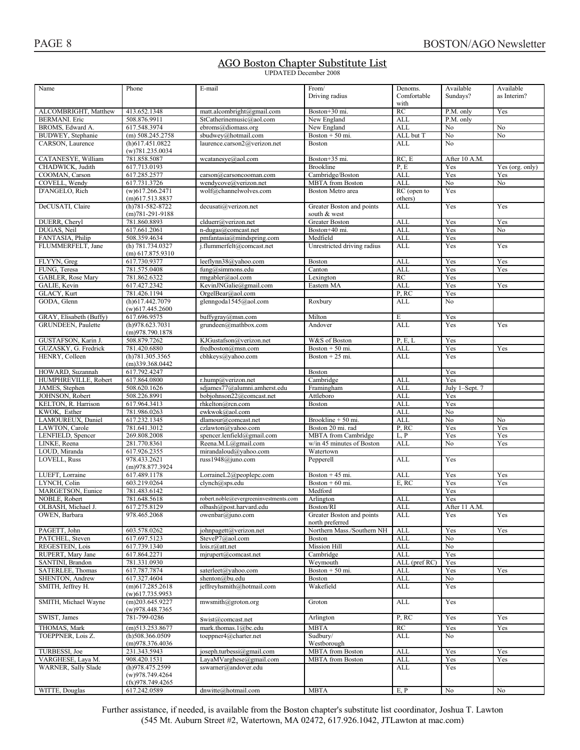## AGO Boston Chapter Substitute List

UPDATED December 2008

| Name | Phone | E-mail | From/ Driving radius | Denoms. Comfortable with | Available Sundays? | Available as Interim? |
|---|---|---|---|---|---|---|
| ALCOMBRIGHT, Matthew | 413.652.1348 | matt.alcombright@gmail.com | Boston+30 mi. | RC | P.M. only | Yes |
| BERMANI. Eric | 508.876.9911 | StCatherinemusic@aol.com | New England | ALL | P.M. only | |
| BROMS, Edward A. | 617.548.3974 | ebroms@diomass.org | New England | ALL | No | No |
| BUDWEY, Stephanie | (m) 508.245.2758 | sbudwey@hotmail.com | Boston + 50 mi. | ALL but T | No | No |
| CARSON, Laurence | (h)617.451.0822 (w)781.235.0034 | laurence.carson2@verizon.net | Boston | ALL | No | |
| CATANESYE, William | 781.858.5087 | wcatanesye@aol.com | Boston+35 mi. | RC, E | After 10 A.M. | |
| CHADWICK, Judith | 617.713.0193 | | Brookline | P, E | Yes | Yes (org. only) |
| COOMAN, Carson | 617.285.2577 | carson@carsoncooman.com | Cambridge/Boston | ALL | Yes | Yes |
| COVELL, Wendy | 617.731.3726 | wendycove@verizon.net | MBTA from Boston | ALL | No | No |
| D'ANGELO, Rich | (w)617.266.2471 (m)617.513.8837 | wolf@channelwolves.com | Boston Metro area | RC (open to others) | Yes | |
| DeCUSATI, Claire | (h)781-582-8722 (m)781-291-9188 | decusati@verizon.net | Greater Boston and points south & west | ALL | Yes | Yes |
| DUERR, Cheryl | 781.860.8893 | clduerr@verizon.net | Greater Boston | ALL | Yes | Yes |
| DUGAS, Neil | 617.661.2061 | n-dugas@comcast.net | Boston+40 mi. | ALL | Yes | No |
| FANTASIA, Philip | 508.359.4634 | pmfantasia@mindspring.com | Medfield | ALL | Yes | |
| FLUMMERFELT, Jane | (h) 781.734.0327 (m) 617.875.9310 | j.flummerfelt@comcast.net | Unrestricted driving radius | ALL | Yes | Yes |
| FLYYN, Greg | 617.730.9377 | leeflynn38@yahoo.com | Boston | ALL | Yes | Yes |
| FUNG, Teresa | 781.575.0408 | fung@simmons.edu | Canton | ALL | Yes | Yes |
| GABLER, Rose Mary | 781.862.6322 | rmgabler@aol.com | Lexington | RC | Yes | |
| GALIE, Kevin | 617.427.2342 | KevinJNGalie@gmail.com | Eastern MA | ALL | Yes | Yes |
| GLACY, Kurt | 781.426.1194 | OrgelBear@aol.com | | P, RC | Yes | |
| GODA, Glenn | (h)617.442.7079 (w)617.445.2600 | glenngoda1545@aol.com | Roxbury | ALL | No | |
| GRAY, Elisabeth (Buffy) | 617.696.9575 | buffygray@msn.com | Milton | E | Yes | |
| GRUNDEEN, Paulette | (h)978.623.7031 (m)978.790.1878 | grundeen@mathbox.com | Andover | ALL | Yes | Yes |
| GUSTAFSON, Karin J. | 508.879.7262 | KJGustafson@verizon.net | W&S of Boston | P, E, L | Yes | |
| GUZASKY, G. Fredrick | 781.420.6880 | fredboston@msn.com | Boston + 50 mi. | ALL | Yes | Yes |
| HENRY, Colleen | (h)781.305.3565 (m)339.368.0442 | cbhkeys@yahoo.com | Boston + 25 mi. | ALL | Yes | |
| HOWARD, Suzannah | 617.792.4247 | | Boston | | Yes | |
| HUMPHREVILLE, Robert | 617.864.0800 | r.hump@verizon.net | Cambridge | ALL | Yes | |
| JAMES, Stephen | 508.620.1626 | sdjames77@alumni.amherst.edu | Framingham | ALL | July 1–Sept. 7 | |
| JOHNSON, Robert | 508.226.8991 | bobjohnson22@comcast.net | Attleboro | ALL | Yes | |
| KELTON, R. Harrison | 617.964.3413 | rhkelton@rcn.com | Boston | ALL | Yes | |
| KWOK, Esther | 781.986.0263 | ewkwok@aol.com | | ALL | No | |
| LAMOUREUX, Daniel | 617.232.1345 | dlamour@comcast.net | Brookline + 50 mi. | ALL | No | No |
| LAWTON, Carole | 781.641.3012 | czlawton@yahoo.com | Boston 20 mi. rad | P, RC | Yes | Yes |
| LENFIELD, Spencer | 269.808.2008 | spencer.lenfield@gmail.com | MBTA from Cambridge | L, P | Yes | Yes |
| LINKE, Reena | 281.770.8361 | Reena.M.L@gmail.com | w/in 45 minutes of Boston | ALL | No | Yes |
| LOUD, Miranda | 617.926.2355 | mirandaloud@yahoo.com | Watertown | | | |
| LOVELL, Russ | 978.433.2621 (m)978.877.3924 | russ1948@juno.com | Pepperell | ALL | Yes | |
| LUEFT, Lorraine | 617.489.1178 | LorraineL2@peoplepc.com | Boston + 45 mi. | ALL | Yes | Yes |
| LYNCH, Colin | 603.219.0264 | clynch@sps.edu | Boston + 60 mi. | E, RC | Yes | Yes |
| MARGETSON, Eunice | 781.483.6142 | | Medford | | Yes | |
| NOBLE, Robert | 781.648.5618 | robert.noble@evergreeninvestments.com | Arlington | ALL | Yes | |
| OLBASH, Michael J. | 617.275.8129 | olbash@post.harvard.edu | Boston/RI | ALL | After 11 A.M. | |
| OWEN, Barbara | 978.465.2068 | owenbar@juno.com | Greater Boston and points north preferred | ALL | Yes | Yes |
| PAGETT, John | 603.578.0262 | johnpagett@verizon.net | Northern Mass./Southern NH | ALL | Yes | Yes |
| PATCHEL, Steven | 617.697.5123 | SteveP7@aol.com | Boston | ALL | No | |
| REGESTEIN, Lois | 617.739.1340 | lois.r@att.net | Mission Hill | ALL | No | |
| RUPERT, Mary Jane | 617.864.2271 | mjrupert@comcast.net | Cambridge | ALL | Yes | |
| SANTINI, Brandon | 781.331.0930 | | Weymouth | ALL (pref RC) | Yes | |
| SATERLEE, Thomas | 617.787.7874 | saterleet@yahoo.com | Boston + 50 mi. | ALL | Yes | Yes |
| SHENTON, Andrew | 617.327.4604 | shenton@bu.edu | Boston | ALL | No | |
| SMITH, Jeffrey H. | (m)617.285.2618 (w)617.735.9953 | jeffreyhsmith@hotmail.com | Wakefield | ALL | Yes | |
| SMITH, Michael Wayne | (m)203.645.9227 (w)978.448.7365 | mwsmith@groton.org | Groton | ALL | Yes | |
| SWIST, James | 781-799-0286 | Swist@comcast.net | Arlington | P, RC | Yes | Yes |
| THOMAS, Mark | (m)513.253.8677 | mark.thomas.1@bc.edu | MBTA | RC | Yes | Yes |
| TOEPPNER, Lois Z. | (h)508.366.0509 (m)978.376.4036 | toeppner4@charter.net | Sudbury/ Westborough | ALL | No | |
| TURBESSI, Joe | 231.343.5943 | joseph.turbessi@gmail.com | MBTA from Boston | ALL | Yes | Yes |
| VARGHESE, Laya M. | 908.420.1531 | LayaMVarghese@gmail.com | MBTA from Boston | ALL | Yes | Yes |
| WARNER, Sally Slade | (h)978.475.2599 (w)978.749.4264 (fx)978.749.4265 | sswarner@andover.edu | | ALL | Yes | |
| WITTE, Douglas | 617.242.0589 | dnwitte@hotmail.com | MBTA | E, P | No | No |

Further assistance, if needed, is available from the Boston chapter's substitute list coordinator, Joshua T. Lawton (545 Mt. Auburn Street #2, Watertown, MA 02472, 617.926.1042, JTLawton at mac.com)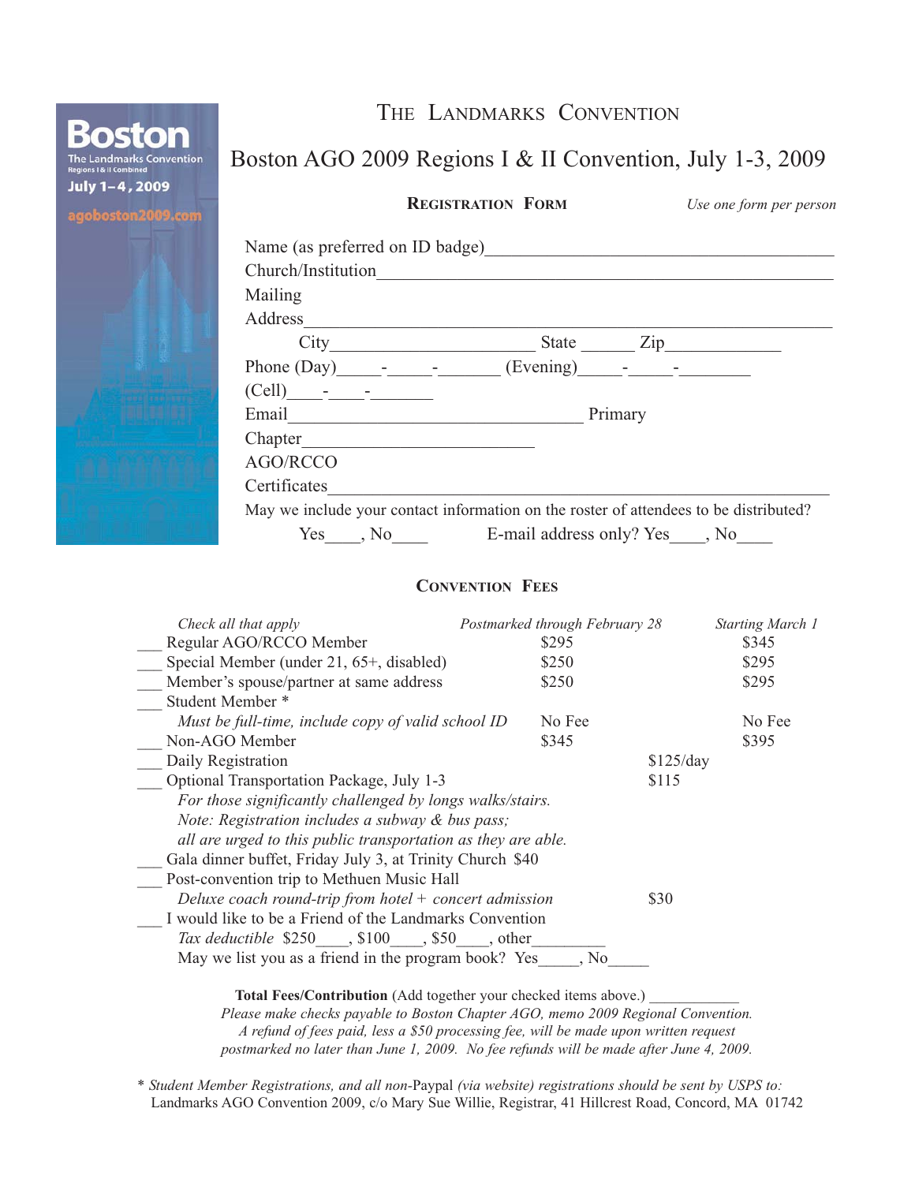Boston
The Landmarks Convention
Regions I & II Combined
July 1–4, 2009
agoboston2009.com

# The Landmarks Convention

## Boston AGO 2009 Regions I & II Convention, July 1-3, 2009

**Registration Form** *Use one form per person*

Name (as preferred on ID badge)______________________________________

Church/Institution______________________________________________

Mailing
Address_____________________________________________________

City______________________ State ______ Zip____________

Phone (Day)_____-_____-_______ (Evening)_____-_____-________

(Cell)____-____-_______

Email________________________________ Primary

Chapter__________________________

AGO/RCCO
Certificates_________________________________________________

May we include your contact information on the roster of attendees to be distributed?

Yes____, No____ E-mail address only? Yes____, No____

### Convention Fees

| *Check all that apply* | *Postmarked through February 28* | | *Starting March 1* |
|---|---|---|---|
| ___ Regular AGO/RCCO Member | $295 | | $345 |
| ___ Special Member (under 21, 65+, disabled) | $250 | | $295 |
| ___ Member's spouse/partner at same address | $250 | | $295 |
| ___ Student Member * | | | |
| *Must be full-time, include copy of valid school ID* | No Fee | | No Fee |
| ___ Non-AGO Member | $345 | | $395 |
| ___ Daily Registration | | $125/day | |
| ___ Optional Transportation Package, July 1-3 | | $115 | |

*For those significantly challenged by longs walks/stairs.*
*Note: Registration includes a subway & bus pass;*
*all are urged to this public transportation as they are able.*

___ Gala dinner buffet, Friday July 3, at Trinity Church $40

___ Post-convention trip to Methuen Music Hall
*Deluxe coach round-trip from hotel + concert admission* $30

___ I would like to be a Friend of the Landmarks Convention
*Tax deductible* $250____, $100____, $50____, other_________
May we list you as a friend in the program book? Yes_____, No_____

**Total Fees/Contribution** (Add together your checked items above.) ___________

*Please make checks payable to Boston Chapter AGO, memo 2009 Regional Convention.*
*A refund of fees paid, less a $50 processing fee, will be made upon written request*
*postmarked no later than June 1, 2009. No fee refunds will be made after June 4, 2009.*

* *Student Member Registrations, and all non-*Paypal *(via website) registrations should be sent by USPS to:*
Landmarks AGO Convention 2009, c/o Mary Sue Willie, Registrar, 41 Hillcrest Road, Concord, MA 01742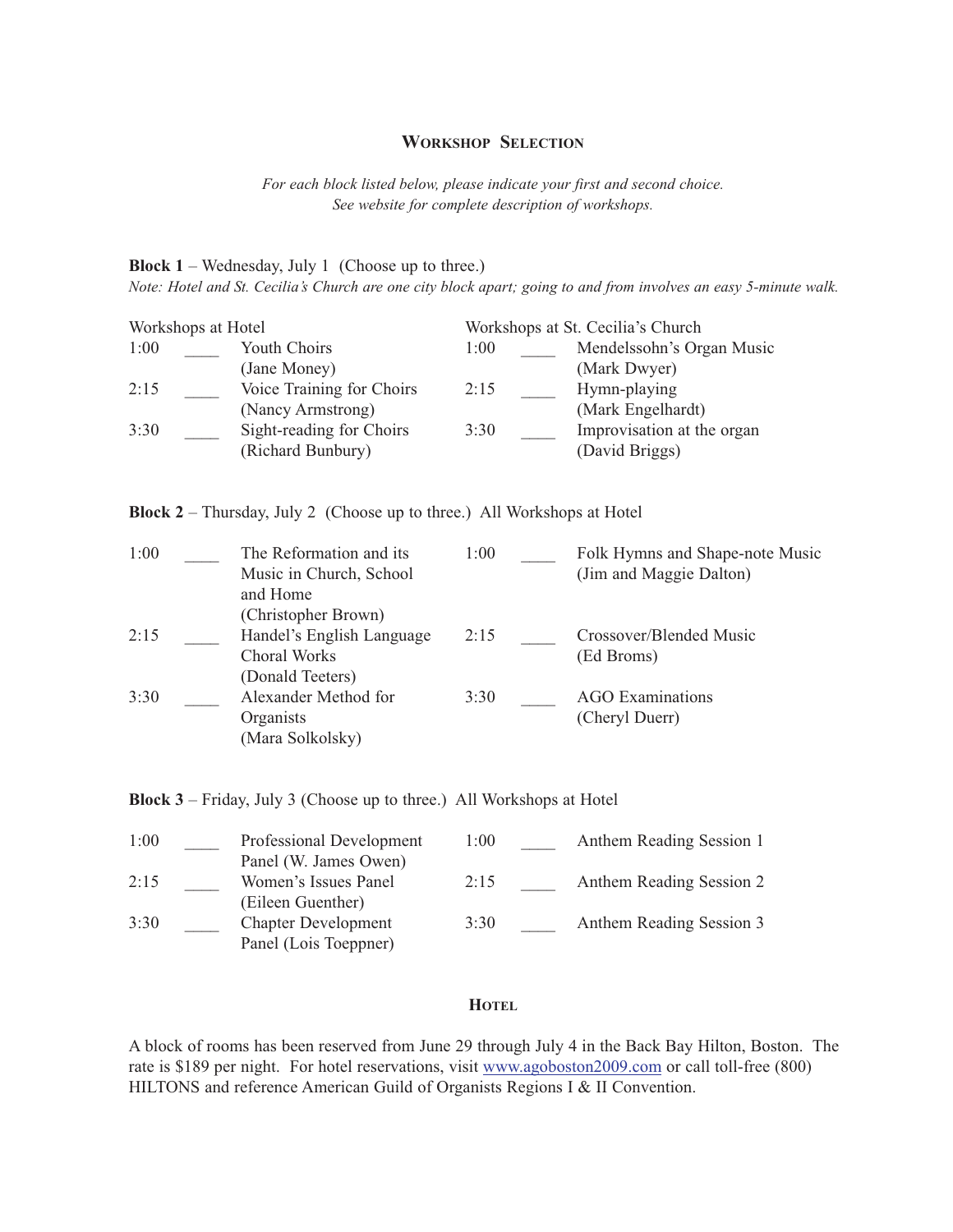## Workshop Selection

*For each block listed below, please indicate your first and second choice.*
*See website for complete description of workshops.*

**Block 1** – Wednesday, July 1 (Choose up to three.)
*Note: Hotel and St. Cecilia's Church are one city block apart; going to and from involves an easy 5-minute walk.*

| Workshops at Hotel | | | Workshops at St. Cecilia's Church | | |
|---|---|---|---|---|---|
| 1:00 | ____ | Youth Choirs (Jane Money) | 1:00 | ____ | Mendelssohn's Organ Music (Mark Dwyer) |
| 2:15 | ____ | Voice Training for Choirs (Nancy Armstrong) | 2:15 | ____ | Hymn-playing (Mark Engelhardt) |
| 3:30 | ____ | Sight-reading for Choirs (Richard Bunbury) | 3:30 | ____ | Improvisation at the organ (David Briggs) |

**Block 2** – Thursday, July 2 (Choose up to three.) All Workshops at Hotel

| | | | | | |
|---|---|---|---|---|---|
| 1:00 | ____ | The Reformation and its Music in Church, School and Home (Christopher Brown) | 1:00 | ____ | Folk Hymns and Shape-note Music (Jim and Maggie Dalton) |
| 2:15 | ____ | Handel's English Language Choral Works (Donald Teeters) | 2:15 | ____ | Crossover/Blended Music (Ed Broms) |
| 3:30 | ____ | Alexander Method for Organists (Mara Solkolsky) | 3:30 | ____ | AGO Examinations (Cheryl Duerr) |

**Block 3** – Friday, July 3 (Choose up to three.) All Workshops at Hotel

| | | | | | |
|---|---|---|---|---|---|
| 1:00 | ____ | Professional Development Panel (W. James Owen) | 1:00 | ____ | Anthem Reading Session 1 |
| 2:15 | ____ | Women's Issues Panel (Eileen Guenther) | 2:15 | ____ | Anthem Reading Session 2 |
| 3:30 | ____ | Chapter Development Panel (Lois Toeppner) | 3:30 | ____ | Anthem Reading Session 3 |

## Hotel

A block of rooms has been reserved from June 29 through July 4 in the Back Bay Hilton, Boston. The rate is $189 per night. For hotel reservations, visit www.agoboston2009.com or call toll-free (800) HILTONS and reference American Guild of Organists Regions I & II Convention.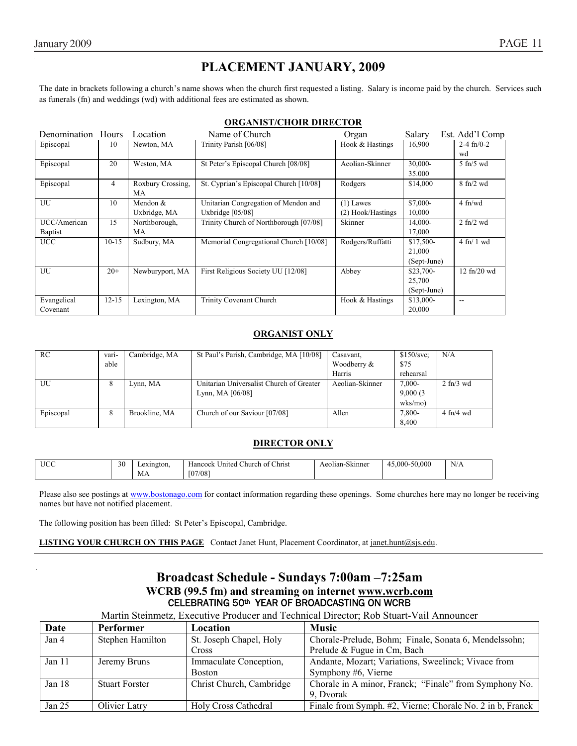# PLACEMENT JANUARY, 2009

The date in brackets following a church's name shows when the church first requested a listing. Salary is income paid by the church. Services such as funerals (fn) and weddings (wd) with additional fees are estimated as shown.

## ORGANIST/CHOIR DIRECTOR

| Denomination | Hours | Location | Name of Church | Organ | Salary | Est. Add'l Comp |
|---|---|---|---|---|---|---|
| Episcopal | 10 | Newton, MA | Trinity Parish [06/08] | Hook & Hastings | 16,900 | 2-4 fn/0-2 wd |
| Episcopal | 20 | Weston, MA | St Peter's Episcopal Church [08/08] | Aeolian-Skinner | 30,000-35.000 | 5 fn/5 wd |
| Episcopal | 4 | Roxbury Crossing, MA | St. Cyprian's Episcopal Church [10/08] | Rodgers | $14,000 | 8 fn/2 wd |
| UU | 10 | Mendon & Uxbridge, MA | Unitarian Congregation of Mendon and Uxbridge [05/08] | (1) Lawes (2) Hook/Hastings | $7,000-10,000 | 4 fn/wd |
| UCC/American Baptist | 15 | Northborough, MA | Trinity Church of Northborough [07/08] | Skinner | 14,000-17,000 | 2 fn/2 wd |
| UCC | 10-15 | Sudbury, MA | Memorial Congregational Church [10/08] | Rodgers/Ruffatti | $17,500-21,000 (Sept-June) | 4 fn/ 1 wd |
| UU | 20+ | Newburyport, MA | First Religious Society UU [12/08] | Abbey | $23,700-25,700 (Sept-June) | 12 fn/20 wd |
| Evangelical Covenant | 12-15 | Lexington, MA | Trinity Covenant Church | Hook & Hastings | $13,000-20,000 | -- |

## ORGANIST ONLY

| Denomination | Hours | Location | Name of Church | Organ | Salary | Est. Add'l Comp |
|---|---|---|---|---|---|---|
| RC | vari-able | Cambridge, MA | St Paul's Parish, Cambridge, MA [10/08] | Casavant, Woodberry & Harris | $150/svc; $75 rehearsal | N/A |
| UU | 8 | Lynn, MA | Unitarian Universalist Church of Greater Lynn, MA [06/08] | Aeolian-Skinner | 7,000-9,000 (3 wks/mo) | 2 fn/3 wd |
| Episcopal | 8 | Brookline, MA | Church of our Saviour [07/08] | Allen | 7,800-8,400 | 4 fn/4 wd |

## DIRECTOR ONLY

| Denomination | Hours | Location | Name of Church | Organ | Salary | Est. Add'l Comp |
|---|---|---|---|---|---|---|
| UCC | 30 | Lexington, MA | Hancock United Church of Christ [07/08] | Aeolian-Skinner | 45,000-50,000 | N/A |

Please also see postings at www.bostonago.com for contact information regarding these openings. Some churches here may no longer be receiving names but have not notified placement.

The following position has been filled: St Peter's Episcopal, Cambridge.

**LISTING YOUR CHURCH ON THIS PAGE** Contact Janet Hunt, Placement Coordinator, at janet.hunt@sjs.edu.

# Broadcast Schedule - Sundays 7:00am –7:25am

## WCRB (99.5 fm) and streaming on internet www.wcrb.com

CELEBRATING 50th YEAR OF BROADCASTING ON WCRB

Martin Steinmetz, Executive Producer and Technical Director; Rob Stuart-Vail Announcer

| Date | Performer | Location | Music |
|---|---|---|---|
| Jan 4 | Stephen Hamilton | St. Joseph Chapel, Holy Cross | Chorale-Prelude, Bohm; Finale, Sonata 6, Mendelssohn; Prelude & Fugue in Cm, Bach |
| Jan 11 | Jeremy Bruns | Immaculate Conception, Boston | Andante, Mozart; Variations, Sweelinck; Vivace from Symphony #6, Vierne |
| Jan 18 | Stuart Forster | Christ Church, Cambridge | Chorale in A minor, Franck; "Finale" from Symphony No. 9, Dvorak |
| Jan 25 | Olivier Latry | Holy Cross Cathedral | Finale from Symph. #2, Vierne; Chorale No. 2 in b, Franck |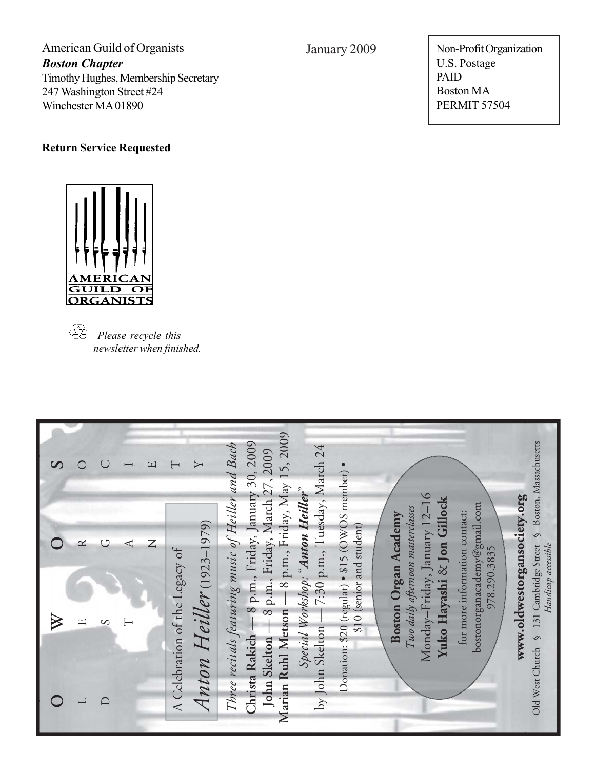American Guild of Organists
***Boston Chapter***
Timothy Hughes, Membership Secretary
247 Washington Street #24
Winchester MA 01890

January 2009

Non-Profit Organization
U.S. Postage
PAID
Boston MA
PERMIT 57504

**Return Service Requested**

AMERICAN GUILD OF ORGANISTS

*Please recycle this newsletter when finished.*

# OLD WEST ORGAN SOCIETY

A Celebration of the Legacy of
*Anton Heiller* (1923–1979)

*Three recitals featuring music of Heiller and Bach*

**Christa Rakich** — 8 p.m., Friday, January 30, 2009
**John Skelton** — 8 p.m., Friday, March 27, 2009
**Marian Ruhl Metson** — 8 p.m., Friday, May 15, 2009

*Special Workshop:* "***Anton Heiller***"
by John Skelton — 7:30 p.m., Tuesday, March 24

Donation: $20 (regular) • $15 (OWOS member) • $10 (senior and student)

**Boston Organ Academy**
*Two daily afternoon masterclasses*
Monday–Friday, January 12–16
**Yuko Hayashi** & **Jon Gillock**
for more information contact:
bostonorganacademy@gmail.com
978.290.3835

**www.oldwestorgansociety.org**

Old West Church § 131 Cambridge Street § Boston, Massachusetts
*Handicap accessible*